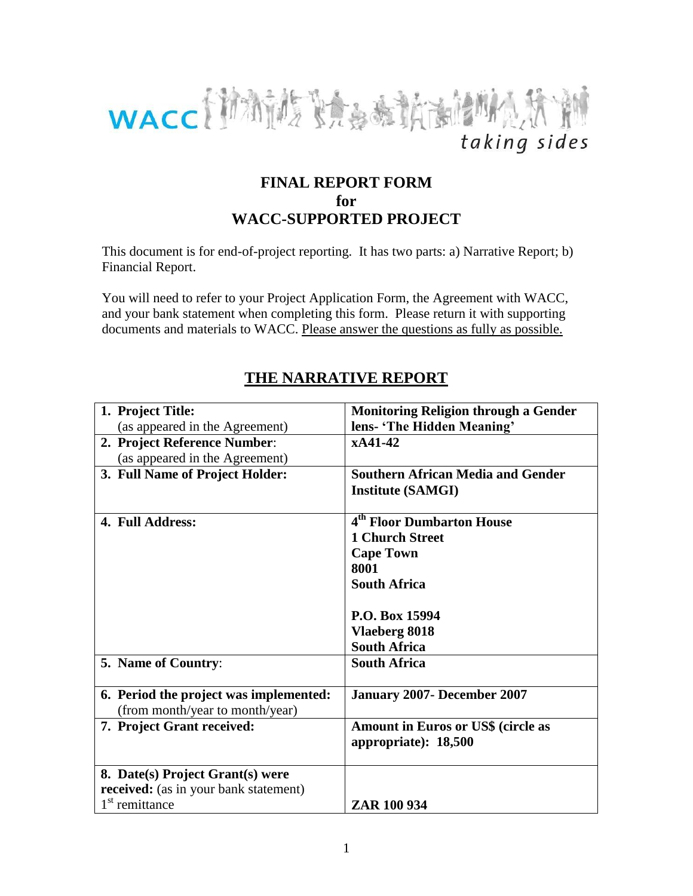WACC *taking sides*

# FINAL REPORT FORM
# for
# WACC-SUPPORTED PROJECT

This document is for end-of-project reporting. It has two parts: a) Narrative Report; b) Financial Report.

You will need to refer to your Project Application Form, the Agreement with WACC, and your bank statement when completing this form. Please return it with supporting documents and materials to WACC. Please answer the questions as fully as possible.

## THE NARRATIVE REPORT

| | |
|---|---|
| **1. Project Title:** (as appeared in the Agreement) | **Monitoring Religion through a Gender lens- 'The Hidden Meaning'** |
| **2. Project Reference Number**: (as appeared in the Agreement) | **xA41-42** |
| **3. Full Name of Project Holder:** | **Southern African Media and Gender Institute (SAMGI)** |
| **4. Full Address:** | **4th Floor Dumbarton House**<br>**1 Church Street**<br>**Cape Town**<br>**8001**<br>**South Africa**<br><br>**P.O. Box 15994**<br>**Vlaeberg 8018**<br>**South Africa** |
| **5. Name of Country**: | **South Africa** |
| **6. Period the project was implemented:** (from month/year to month/year) | **January 2007- December 2007** |
| **7. Project Grant received:** | **Amount in Euros or US$ (circle as appropriate): 18,500** |
| **8. Date(s) Project Grant(s) were received:** (as in your bank statement)<br>1st remittance | <br><br>**ZAR 100 934** |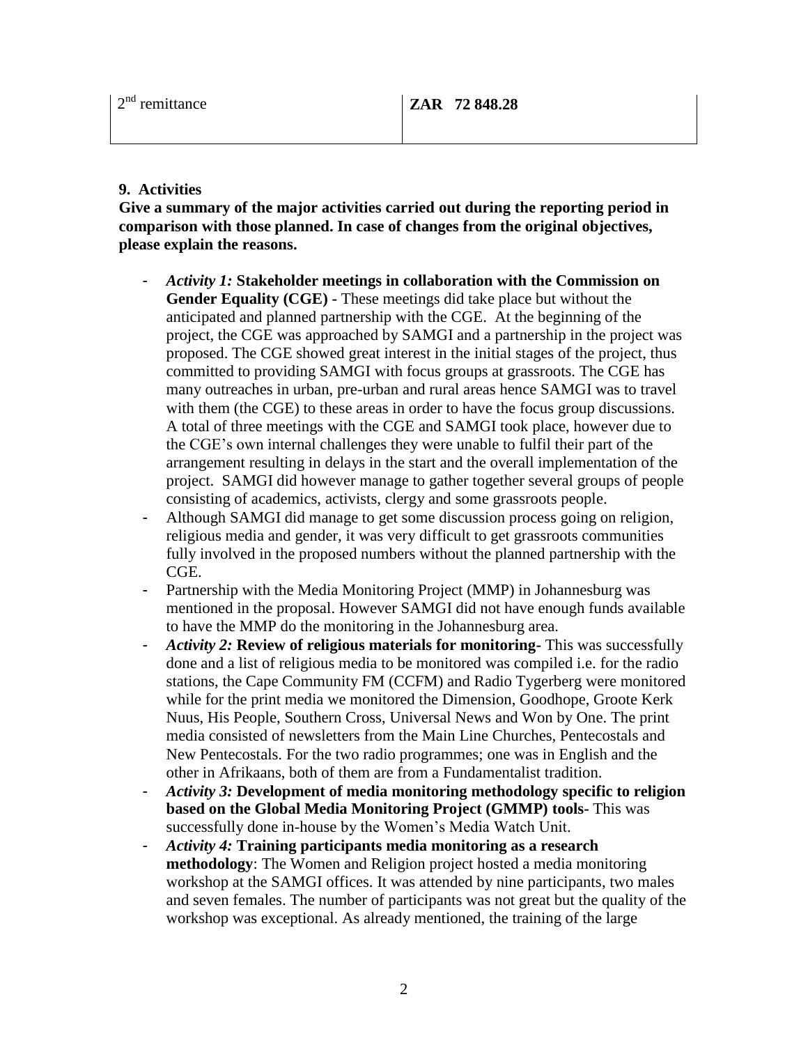| $2^{nd}$ remittance | **ZAR 72 848.28** |
|---|---|

**9. Activities**

**Give a summary of the major activities carried out during the reporting period in comparison with those planned. In case of changes from the original objectives, please explain the reasons.**

- ***Activity 1:*** **Stakeholder meetings in collaboration with the Commission on Gender Equality (CGE) -** These meetings did take place but without the anticipated and planned partnership with the CGE. At the beginning of the project, the CGE was approached by SAMGI and a partnership in the project was proposed. The CGE showed great interest in the initial stages of the project, thus committed to providing SAMGI with focus groups at grassroots. The CGE has many outreaches in urban, pre-urban and rural areas hence SAMGI was to travel with them (the CGE) to these areas in order to have the focus group discussions. A total of three meetings with the CGE and SAMGI took place, however due to the CGE's own internal challenges they were unable to fulfil their part of the arrangement resulting in delays in the start and the overall implementation of the project. SAMGI did however manage to gather together several groups of people consisting of academics, activists, clergy and some grassroots people.
- Although SAMGI did manage to get some discussion process going on religion, religious media and gender, it was very difficult to get grassroots communities fully involved in the proposed numbers without the planned partnership with the CGE.
- Partnership with the Media Monitoring Project (MMP) in Johannesburg was mentioned in the proposal. However SAMGI did not have enough funds available to have the MMP do the monitoring in the Johannesburg area.
- ***Activity 2:*** **Review of religious materials for monitoring-** This was successfully done and a list of religious media to be monitored was compiled i.e. for the radio stations, the Cape Community FM (CCFM) and Radio Tygerberg were monitored while for the print media we monitored the Dimension, Goodhope, Groote Kerk Nuus, His People, Southern Cross, Universal News and Won by One. The print media consisted of newsletters from the Main Line Churches, Pentecostals and New Pentecostals. For the two radio programmes; one was in English and the other in Afrikaans, both of them are from a Fundamentalist tradition.
- ***Activity 3:*** **Development of media monitoring methodology specific to religion based on the Global Media Monitoring Project (GMMP) tools-** This was successfully done in-house by the Women's Media Watch Unit.
- ***Activity 4:*** **Training participants media monitoring as a research methodology**: The Women and Religion project hosted a media monitoring workshop at the SAMGI offices. It was attended by nine participants, two males and seven females. The number of participants was not great but the quality of the workshop was exceptional. As already mentioned, the training of the large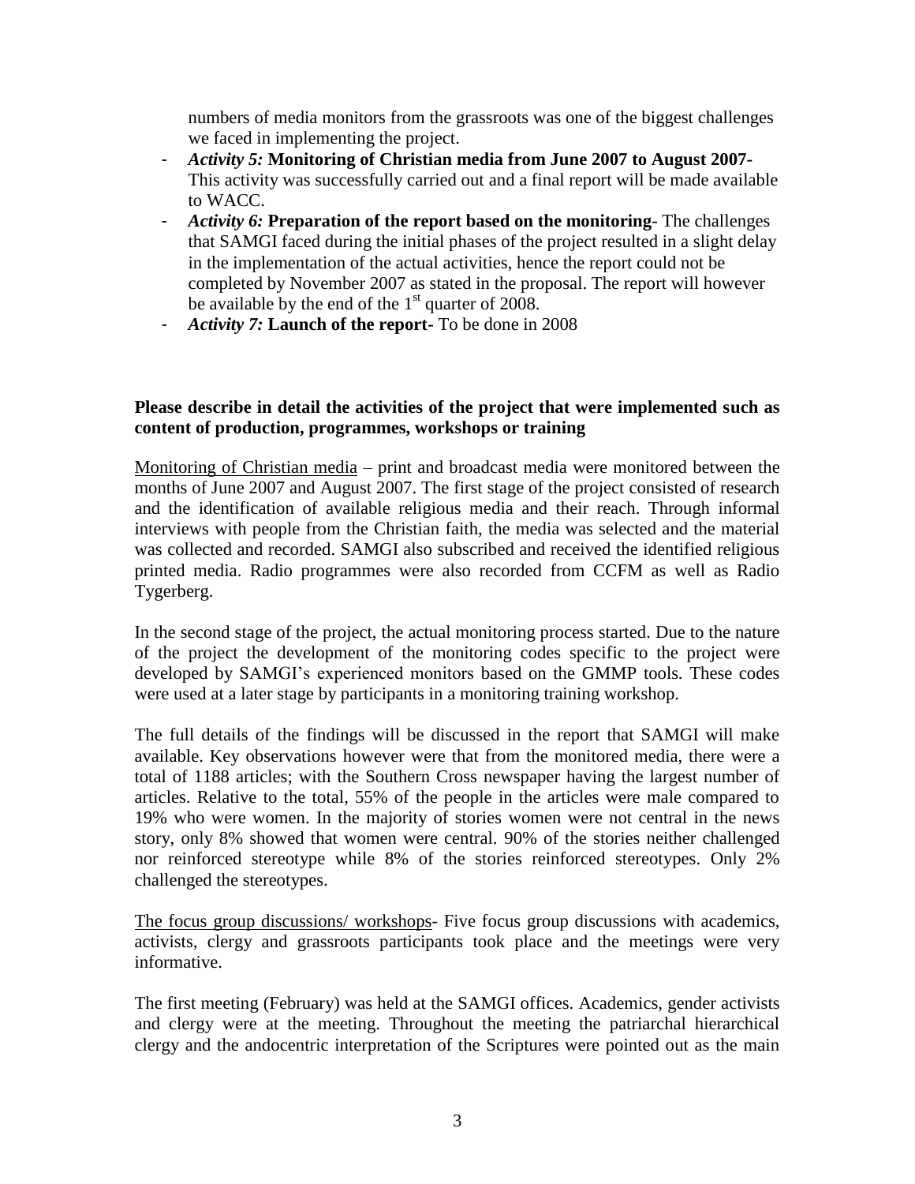numbers of media monitors from the grassroots was one of the biggest challenges we faced in implementing the project.

- ***Activity 5:*** **Monitoring of Christian media from June 2007 to August 2007-** This activity was successfully carried out and a final report will be made available to WACC.
- ***Activity 6:*** **Preparation of the report based on the monitoring**- The challenges that SAMGI faced during the initial phases of the project resulted in a slight delay in the implementation of the actual activities, hence the report could not be completed by November 2007 as stated in the proposal. The report will however be available by the end of the 1st quarter of 2008.
- ***Activity 7:*** **Launch of the report-** To be done in 2008

**Please describe in detail the activities of the project that were implemented such as content of production, programmes, workshops or training**

Monitoring of Christian media – print and broadcast media were monitored between the months of June 2007 and August 2007. The first stage of the project consisted of research and the identification of available religious media and their reach. Through informal interviews with people from the Christian faith, the media was selected and the material was collected and recorded. SAMGI also subscribed and received the identified religious printed media. Radio programmes were also recorded from CCFM as well as Radio Tygerberg.

In the second stage of the project, the actual monitoring process started. Due to the nature of the project the development of the monitoring codes specific to the project were developed by SAMGI's experienced monitors based on the GMMP tools. These codes were used at a later stage by participants in a monitoring training workshop.

The full details of the findings will be discussed in the report that SAMGI will make available. Key observations however were that from the monitored media, there were a total of 1188 articles; with the Southern Cross newspaper having the largest number of articles. Relative to the total, 55% of the people in the articles were male compared to 19% who were women. In the majority of stories women were not central in the news story, only 8% showed that women were central. 90% of the stories neither challenged nor reinforced stereotype while 8% of the stories reinforced stereotypes. Only 2% challenged the stereotypes.

The focus group discussions/ workshops- Five focus group discussions with academics, activists, clergy and grassroots participants took place and the meetings were very informative.

The first meeting (February) was held at the SAMGI offices. Academics, gender activists and clergy were at the meeting. Throughout the meeting the patriarchal hierarchical clergy and the andocentric interpretation of the Scriptures were pointed out as the main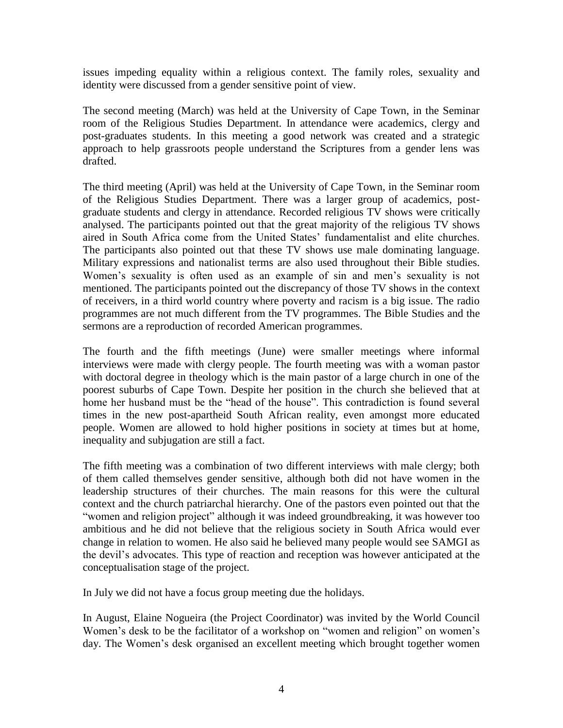issues impeding equality within a religious context. The family roles, sexuality and identity were discussed from a gender sensitive point of view.

The second meeting (March) was held at the University of Cape Town, in the Seminar room of the Religious Studies Department. In attendance were academics, clergy and post-graduates students. In this meeting a good network was created and a strategic approach to help grassroots people understand the Scriptures from a gender lens was drafted.

The third meeting (April) was held at the University of Cape Town, in the Seminar room of the Religious Studies Department. There was a larger group of academics, post-graduate students and clergy in attendance. Recorded religious TV shows were critically analysed. The participants pointed out that the great majority of the religious TV shows aired in South Africa come from the United States' fundamentalist and elite churches. The participants also pointed out that these TV shows use male dominating language. Military expressions and nationalist terms are also used throughout their Bible studies. Women's sexuality is often used as an example of sin and men's sexuality is not mentioned. The participants pointed out the discrepancy of those TV shows in the context of receivers, in a third world country where poverty and racism is a big issue. The radio programmes are not much different from the TV programmes. The Bible Studies and the sermons are a reproduction of recorded American programmes.

The fourth and the fifth meetings (June) were smaller meetings where informal interviews were made with clergy people. The fourth meeting was with a woman pastor with doctoral degree in theology which is the main pastor of a large church in one of the poorest suburbs of Cape Town. Despite her position in the church she believed that at home her husband must be the "head of the house". This contradiction is found several times in the new post-apartheid South African reality, even amongst more educated people. Women are allowed to hold higher positions in society at times but at home, inequality and subjugation are still a fact.

The fifth meeting was a combination of two different interviews with male clergy; both of them called themselves gender sensitive, although both did not have women in the leadership structures of their churches. The main reasons for this were the cultural context and the church patriarchal hierarchy. One of the pastors even pointed out that the "women and religion project" although it was indeed groundbreaking, it was however too ambitious and he did not believe that the religious society in South Africa would ever change in relation to women. He also said he believed many people would see SAMGI as the devil's advocates. This type of reaction and reception was however anticipated at the conceptualisation stage of the project.

In July we did not have a focus group meeting due the holidays.

In August, Elaine Nogueira (the Project Coordinator) was invited by the World Council Women's desk to be the facilitator of a workshop on "women and religion" on women's day. The Women's desk organised an excellent meeting which brought together women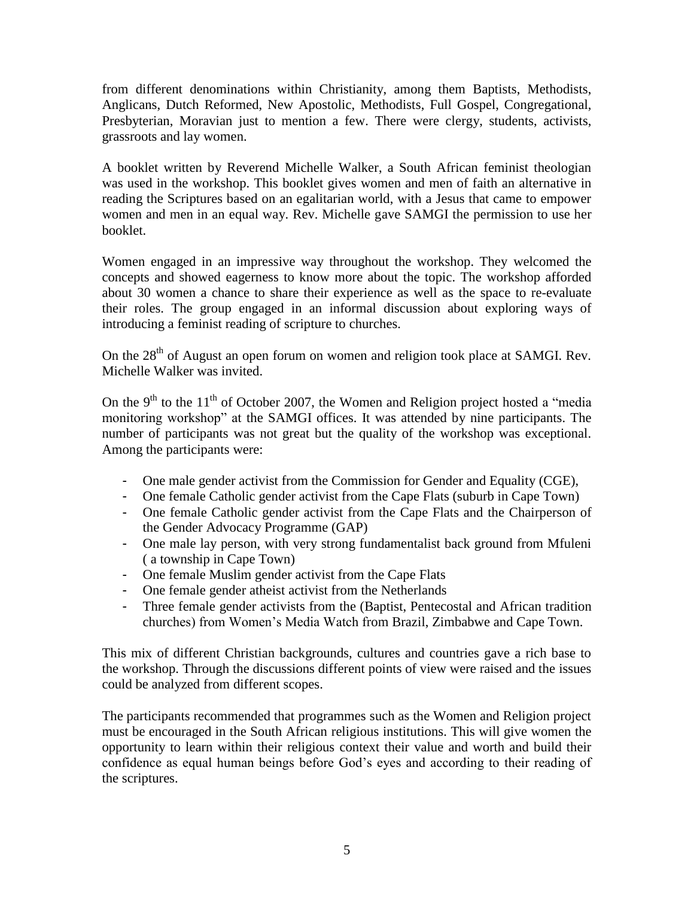from different denominations within Christianity, among them Baptists, Methodists, Anglicans, Dutch Reformed, New Apostolic, Methodists, Full Gospel, Congregational, Presbyterian, Moravian just to mention a few. There were clergy, students, activists, grassroots and lay women.

A booklet written by Reverend Michelle Walker, a South African feminist theologian was used in the workshop. This booklet gives women and men of faith an alternative in reading the Scriptures based on an egalitarian world, with a Jesus that came to empower women and men in an equal way. Rev. Michelle gave SAMGI the permission to use her booklet.

Women engaged in an impressive way throughout the workshop. They welcomed the concepts and showed eagerness to know more about the topic. The workshop afforded about 30 women a chance to share their experience as well as the space to re-evaluate their roles. The group engaged in an informal discussion about exploring ways of introducing a feminist reading of scripture to churches.

On the 28th of August an open forum on women and religion took place at SAMGI. Rev. Michelle Walker was invited.

On the 9th to the 11th of October 2007, the Women and Religion project hosted a "media monitoring workshop" at the SAMGI offices. It was attended by nine participants. The number of participants was not great but the quality of the workshop was exceptional. Among the participants were:

- One male gender activist from the Commission for Gender and Equality (CGE),
- One female Catholic gender activist from the Cape Flats (suburb in Cape Town)
- One female Catholic gender activist from the Cape Flats and the Chairperson of the Gender Advocacy Programme (GAP)
- One male lay person, with very strong fundamentalist back ground from Mfuleni ( a township in Cape Town)
- One female Muslim gender activist from the Cape Flats
- One female gender atheist activist from the Netherlands
- Three female gender activists from the (Baptist, Pentecostal and African tradition churches) from Women's Media Watch from Brazil, Zimbabwe and Cape Town.

This mix of different Christian backgrounds, cultures and countries gave a rich base to the workshop. Through the discussions different points of view were raised and the issues could be analyzed from different scopes.

The participants recommended that programmes such as the Women and Religion project must be encouraged in the South African religious institutions. This will give women the opportunity to learn within their religious context their value and worth and build their confidence as equal human beings before God's eyes and according to their reading of the scriptures.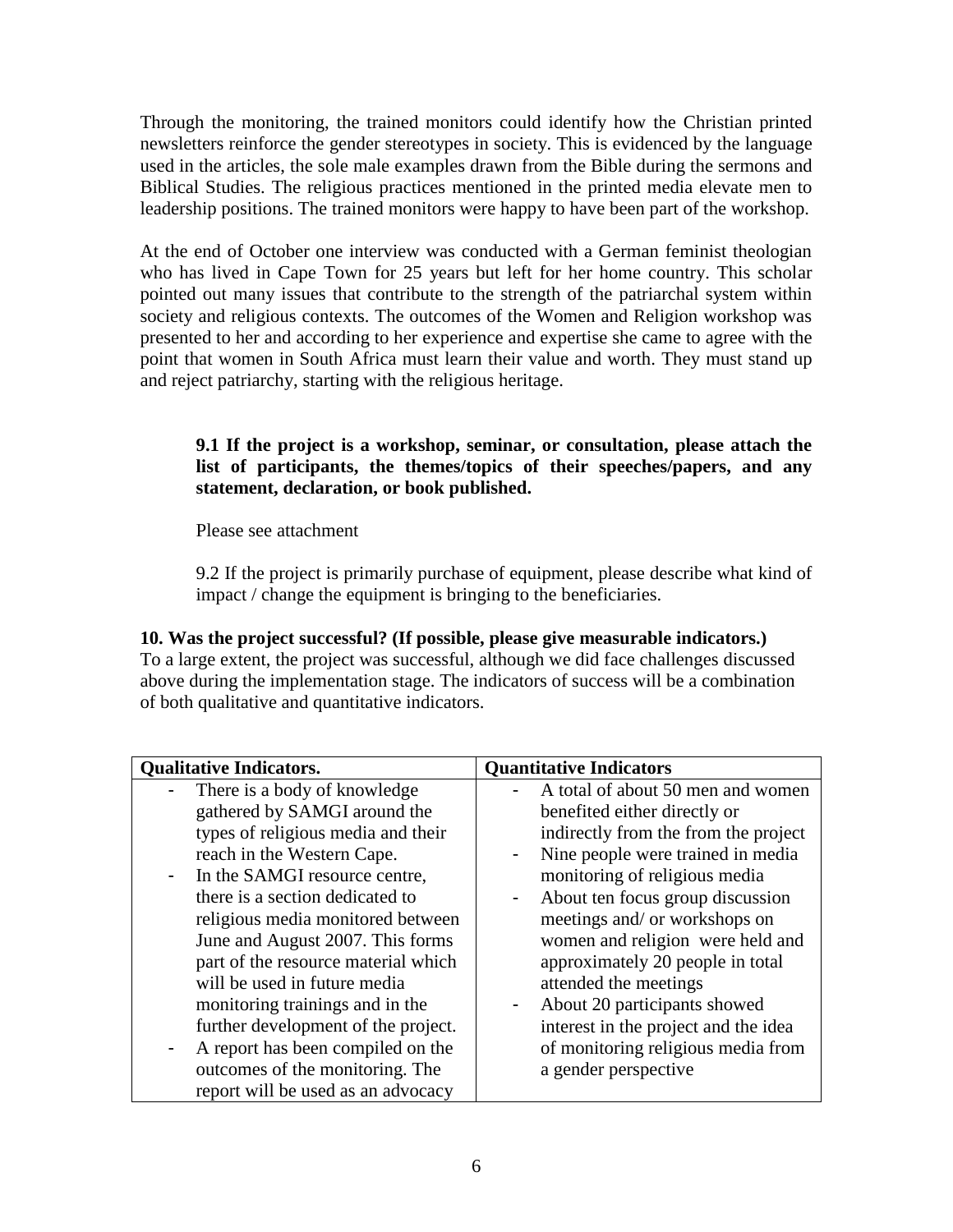Through the monitoring, the trained monitors could identify how the Christian printed newsletters reinforce the gender stereotypes in society. This is evidenced by the language used in the articles, the sole male examples drawn from the Bible during the sermons and Biblical Studies. The religious practices mentioned in the printed media elevate men to leadership positions. The trained monitors were happy to have been part of the workshop.

At the end of October one interview was conducted with a German feminist theologian who has lived in Cape Town for 25 years but left for her home country. This scholar pointed out many issues that contribute to the strength of the patriarchal system within society and religious contexts. The outcomes of the Women and Religion workshop was presented to her and according to her experience and expertise she came to agree with the point that women in South Africa must learn their value and worth. They must stand up and reject patriarchy, starting with the religious heritage.

**9.1 If the project is a workshop, seminar, or consultation, please attach the list of participants, the themes/topics of their speeches/papers, and any statement, declaration, or book published.**

Please see attachment

9.2 If the project is primarily purchase of equipment, please describe what kind of impact / change the equipment is bringing to the beneficiaries.

**10. Was the project successful? (If possible, please give measurable indicators.)**

To a large extent, the project was successful, although we did face challenges discussed above during the implementation stage. The indicators of success will be a combination of both qualitative and quantitative indicators.

| **Qualitative Indicators.** | **Quantitative Indicators** |
|---|---|
| - There is a body of knowledge gathered by SAMGI around the types of religious media and their reach in the Western Cape.<br>- In the SAMGI resource centre, there is a section dedicated to religious media monitored between June and August 2007. This forms part of the resource material which will be used in future media monitoring trainings and in the further development of the project.<br>- A report has been compiled on the outcomes of the monitoring. The report will be used as an advocacy | - A total of about 50 men and women benefited either directly or indirectly from the from the project<br>- Nine people were trained in media monitoring of religious media<br>- About ten focus group discussion meetings and/ or workshops on women and religion were held and approximately 20 people in total attended the meetings<br>- About 20 participants showed interest in the project and the idea of monitoring religious media from a gender perspective |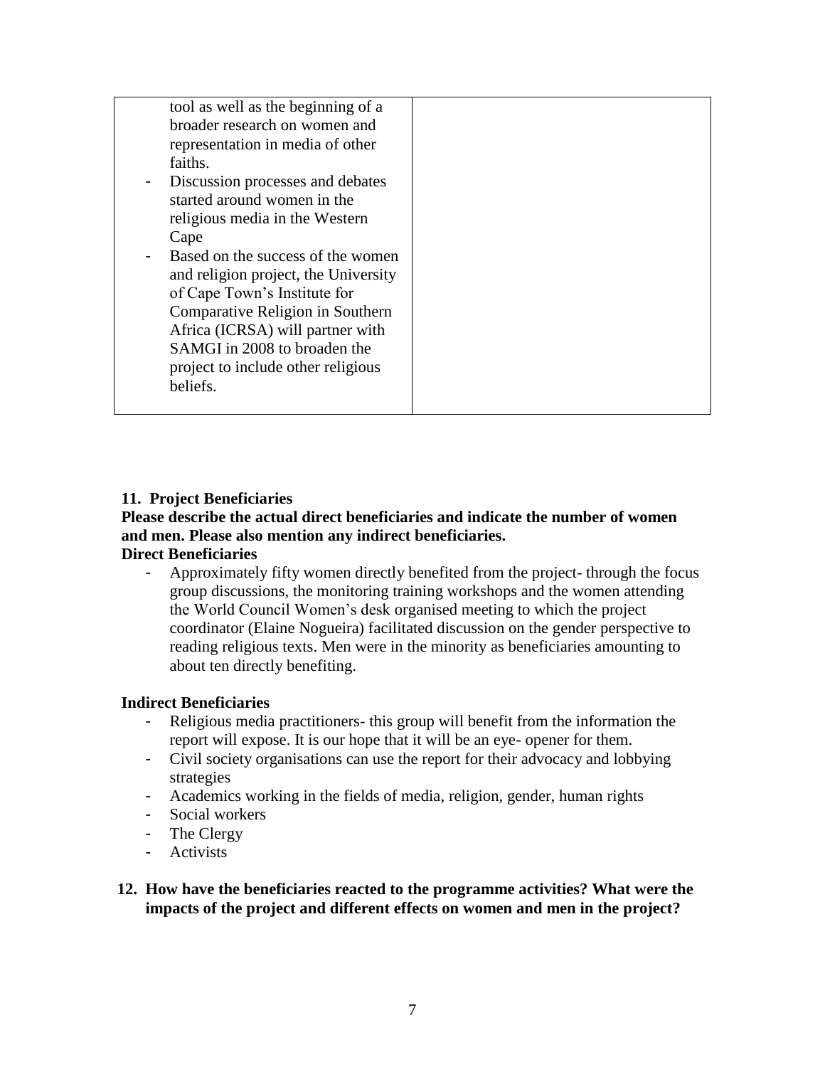| | |
|---|---|
| tool as well as the beginning of a broader research on women and representation in media of other faiths.<br>- Discussion processes and debates started around women in the religious media in the Western Cape<br>- Based on the success of the women and religion project, the University of Cape Town's Institute for Comparative Religion in Southern Africa (ICRSA) will partner with SAMGI in 2008 to broaden the project to include other religious beliefs. | |

**11. Project Beneficiaries**

**Please describe the actual direct beneficiaries and indicate the number of women and men. Please also mention any indirect beneficiaries.**

**Direct Beneficiaries**

- Approximately fifty women directly benefited from the project- through the focus group discussions, the monitoring training workshops and the women attending the World Council Women's desk organised meeting to which the project coordinator (Elaine Nogueira) facilitated discussion on the gender perspective to reading religious texts. Men were in the minority as beneficiaries amounting to about ten directly benefiting.

**Indirect Beneficiaries**

- Religious media practitioners- this group will benefit from the information the report will expose. It is our hope that it will be an eye- opener for them.
- Civil society organisations can use the report for their advocacy and lobbying strategies
- Academics working in the fields of media, religion, gender, human rights
- Social workers
- The Clergy
- Activists

**12. How have the beneficiaries reacted to the programme activities? What were the impacts of the project and different effects on women and men in the project?**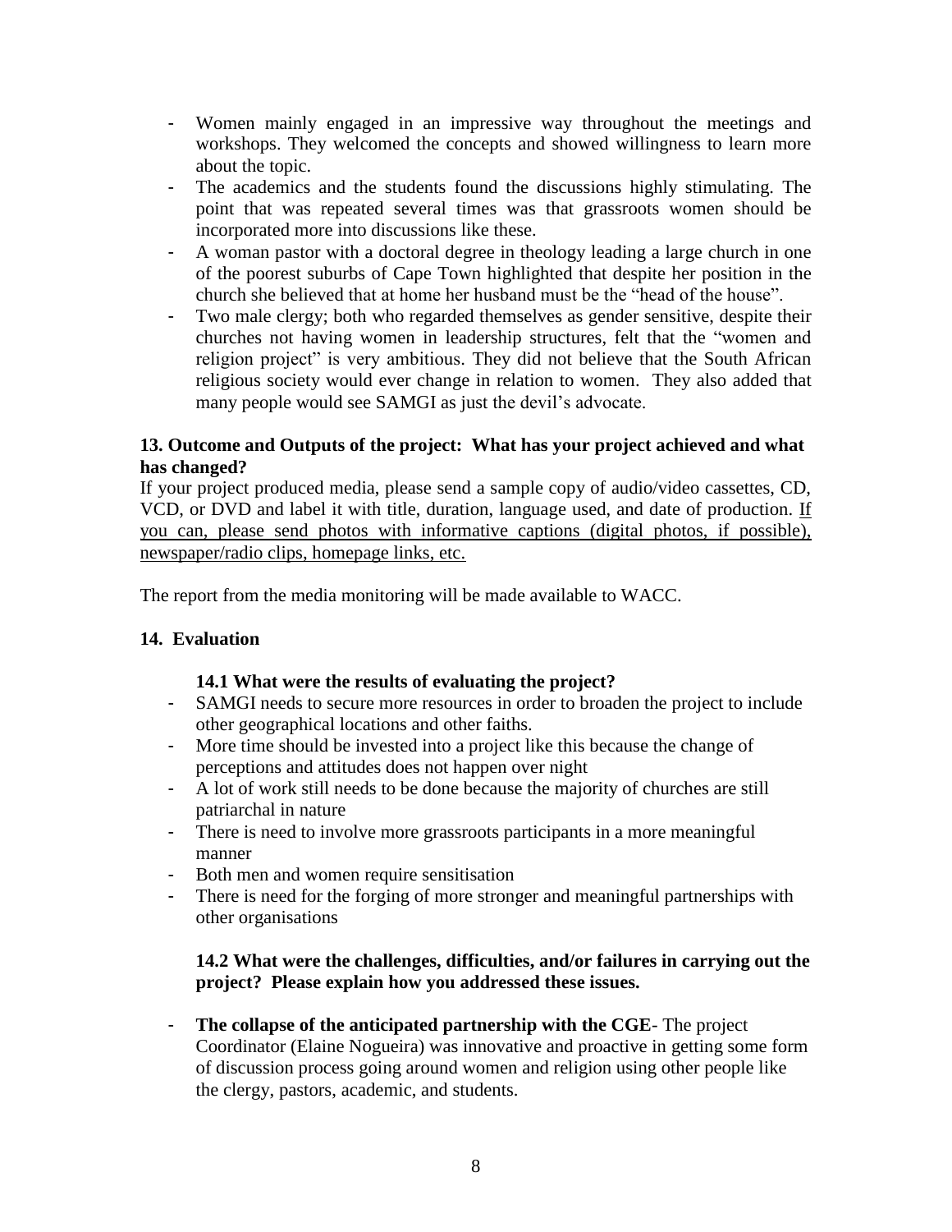- Women mainly engaged in an impressive way throughout the meetings and workshops. They welcomed the concepts and showed willingness to learn more about the topic.
- The academics and the students found the discussions highly stimulating. The point that was repeated several times was that grassroots women should be incorporated more into discussions like these.
- A woman pastor with a doctoral degree in theology leading a large church in one of the poorest suburbs of Cape Town highlighted that despite her position in the church she believed that at home her husband must be the "head of the house".
- Two male clergy; both who regarded themselves as gender sensitive, despite their churches not having women in leadership structures, felt that the "women and religion project" is very ambitious. They did not believe that the South African religious society would ever change in relation to women. They also added that many people would see SAMGI as just the devil's advocate.

### 13. Outcome and Outputs of the project: What has your project achieved and what has changed?

If your project produced media, please send a sample copy of audio/video cassettes, CD, VCD, or DVD and label it with title, duration, language used, and date of production. If you can, please send photos with informative captions (digital photos, if possible), newspaper/radio clips, homepage links, etc.

The report from the media monitoring will be made available to WACC.

### 14. Evaluation

#### 14.1 What were the results of evaluating the project?

- SAMGI needs to secure more resources in order to broaden the project to include other geographical locations and other faiths.
- More time should be invested into a project like this because the change of perceptions and attitudes does not happen over night
- A lot of work still needs to be done because the majority of churches are still patriarchal in nature
- There is need to involve more grassroots participants in a more meaningful manner
- Both men and women require sensitisation
- There is need for the forging of more stronger and meaningful partnerships with other organisations

#### 14.2 What were the challenges, difficulties, and/or failures in carrying out the project? Please explain how you addressed these issues.

- **The collapse of the anticipated partnership with the CGE**- The project Coordinator (Elaine Nogueira) was innovative and proactive in getting some form of discussion process going around women and religion using other people like the clergy, pastors, academic, and students.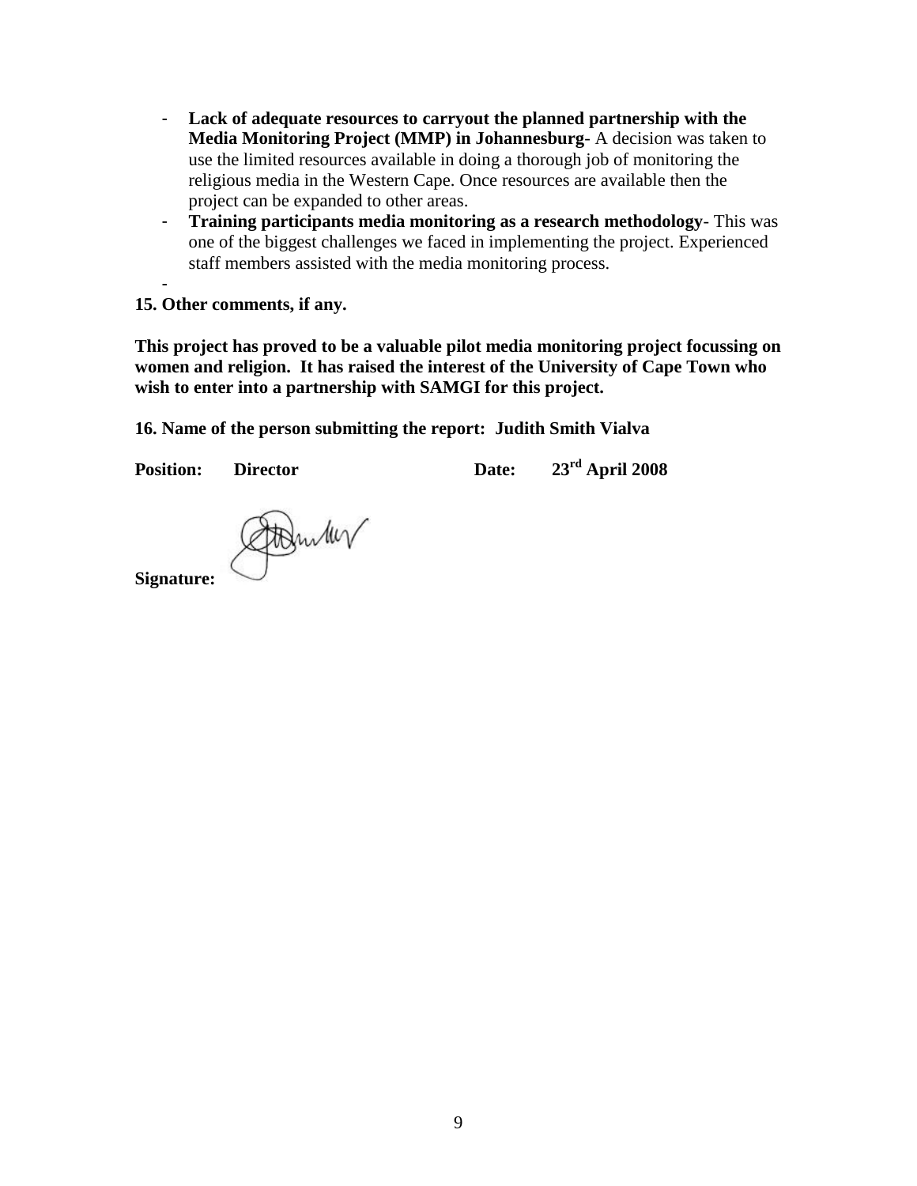- **Lack of adequate resources to carryout the planned partnership with the Media Monitoring Project (MMP) in Johannesburg**- A decision was taken to use the limited resources available in doing a thorough job of monitoring the religious media in the Western Cape. Once resources are available then the project can be expanded to other areas.
- **Training participants media monitoring as a research methodology**- This was one of the biggest challenges we faced in implementing the project. Experienced staff members assisted with the media monitoring process.
-

**15. Other comments, if any.**

**This project has proved to be a valuable pilot media monitoring project focussing on women and religion. It has raised the interest of the University of Cape Town who wish to enter into a partnership with SAMGI for this project.**

**16. Name of the person submitting the report: Judith Smith Vialva**

**Position: Director** **Date: 23rd April 2008**

**Signature:**